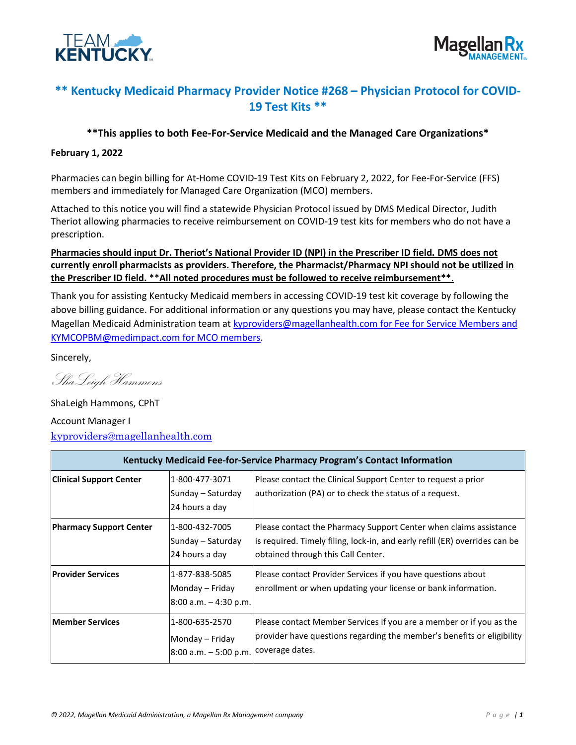# ** Kentucky Medicaid Pharmacy Provider Notice #268 – Physician Protocol for COVID-19 Test Kits **

**\*\*This applies to both Fee-For-Service Medicaid and the Managed Care Organizations\***

**February 1, 2022**

Pharmacies can begin billing for At-Home COVID-19 Test Kits on February 2, 2022, for Fee-For-Service (FFS) members and immediately for Managed Care Organization (MCO) members.

Attached to this notice you will find a statewide Physician Protocol issued by DMS Medical Director, Judith Theriot allowing pharmacies to receive reimbursement on COVID-19 test kits for members who do not have a prescription.

**Pharmacies should input Dr. Theriot's National Provider ID (NPI) in the Prescriber ID field. DMS does not currently enroll pharmacists as providers. Therefore, the Pharmacist/Pharmacy NPI should not be utilized in the Prescriber ID field.** **All noted procedures must be followed to receive reimbursement**.

Thank you for assisting Kentucky Medicaid members in accessing COVID-19 test kit coverage by following the above billing guidance. For additional information or any questions you may have, please contact the Kentucky Magellan Medicaid Administration team at kyproviders@magellanhealth.com for Fee for Service Members and KYMCOPBM@medimpact.com for MCO members.

Sincerely,

ShaLeigh Hammons

ShaLeigh Hammons, CPhT

Account Manager I

kyproviders@magellanhealth.com

| Kentucky Medicaid Fee-for-Service Pharmacy Program's Contact Information | | |
|---|---|---|
| **Clinical Support Center** | 1-800-477-3071<br>Sunday – Saturday<br>24 hours a day | Please contact the Clinical Support Center to request a prior authorization (PA) or to check the status of a request. |
| **Pharmacy Support Center** | 1-800-432-7005<br>Sunday – Saturday<br>24 hours a day | Please contact the Pharmacy Support Center when claims assistance is required. Timely filing, lock-in, and early refill (ER) overrides can be obtained through this Call Center. |
| **Provider Services** | 1-877-838-5085<br>Monday – Friday<br>8:00 a.m. – 4:30 p.m. | Please contact Provider Services if you have questions about enrollment or when updating your license or bank information. |
| **Member Services** | 1-800-635-2570<br>Monday – Friday<br>8:00 a.m. – 5:00 p.m. | Please contact Member Services if you are a member or if you as the provider have questions regarding the member's benefits or eligibility coverage dates. |

*© 2022, Magellan Medicaid Administration, a Magellan Rx Management company*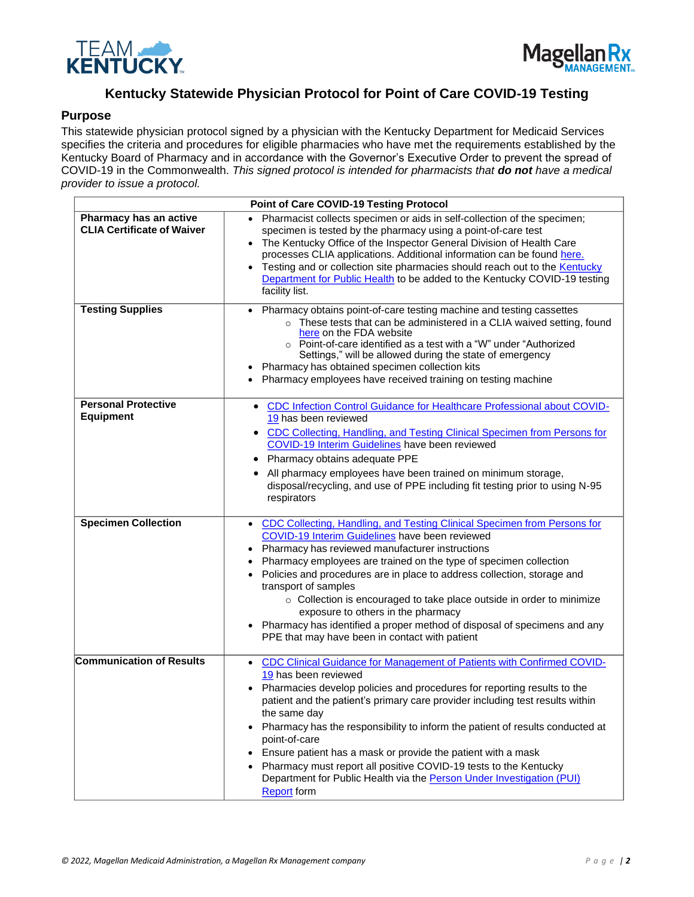# Kentucky Statewide Physician Protocol for Point of Care COVID-19 Testing

## Purpose

This statewide physician protocol signed by a physician with the Kentucky Department for Medicaid Services specifies the criteria and procedures for eligible pharmacies who have met the requirements established by the Kentucky Board of Pharmacy and in accordance with the Governor's Executive Order to prevent the spread of COVID-19 in the Commonwealth. *This signed protocol is intended for pharmacists that **do not** have a medical provider to issue a protocol.*

| Point of Care COVID-19 Testing Protocol | |
|---|---|
| **Pharmacy has an active CLIA Certificate of Waiver** | • Pharmacist collects specimen or aids in self-collection of the specimen; specimen is tested by the pharmacy using a point-of-care test<br>• The Kentucky Office of the Inspector General Division of Health Care processes CLIA applications. Additional information can be found here.<br>• Testing and or collection site pharmacies should reach out to the Kentucky Department for Public Health to be added to the Kentucky COVID-19 testing facility list. |
| **Testing Supplies** | • Pharmacy obtains point-of-care testing machine and testing cassettes<br>  ○ These tests that can be administered in a CLIA waived setting, found here on the FDA website<br>  ○ Point-of-care identified as a test with a "W" under "Authorized Settings," will be allowed during the state of emergency<br>• Pharmacy has obtained specimen collection kits<br>• Pharmacy employees have received training on testing machine |
| **Personal Protective Equipment** | • CDC Infection Control Guidance for Healthcare Professional about COVID-19 has been reviewed<br>• CDC Collecting, Handling, and Testing Clinical Specimen from Persons for COVID-19 Interim Guidelines have been reviewed<br>• Pharmacy obtains adequate PPE<br>• All pharmacy employees have been trained on minimum storage, disposal/recycling, and use of PPE including fit testing prior to using N-95 respirators |
| **Specimen Collection** | • CDC Collecting, Handling, and Testing Clinical Specimen from Persons for COVID-19 Interim Guidelines have been reviewed<br>• Pharmacy has reviewed manufacturer instructions<br>• Pharmacy employees are trained on the type of specimen collection<br>• Policies and procedures are in place to address collection, storage and transport of samples<br>  ○ Collection is encouraged to take place outside in order to minimize exposure to others in the pharmacy<br>• Pharmacy has identified a proper method of disposal of specimens and any PPE that may have been in contact with patient |
| **Communication of Results** | • CDC Clinical Guidance for Management of Patients with Confirmed COVID-19 has been reviewed<br>• Pharmacies develop policies and procedures for reporting results to the patient and the patient's primary care provider including test results within the same day<br>• Pharmacy has the responsibility to inform the patient of results conducted at point-of-care<br>• Ensure patient has a mask or provide the patient with a mask<br>• Pharmacy must report all positive COVID-19 tests to the Kentucky Department for Public Health via the Person Under Investigation (PUI) Report form |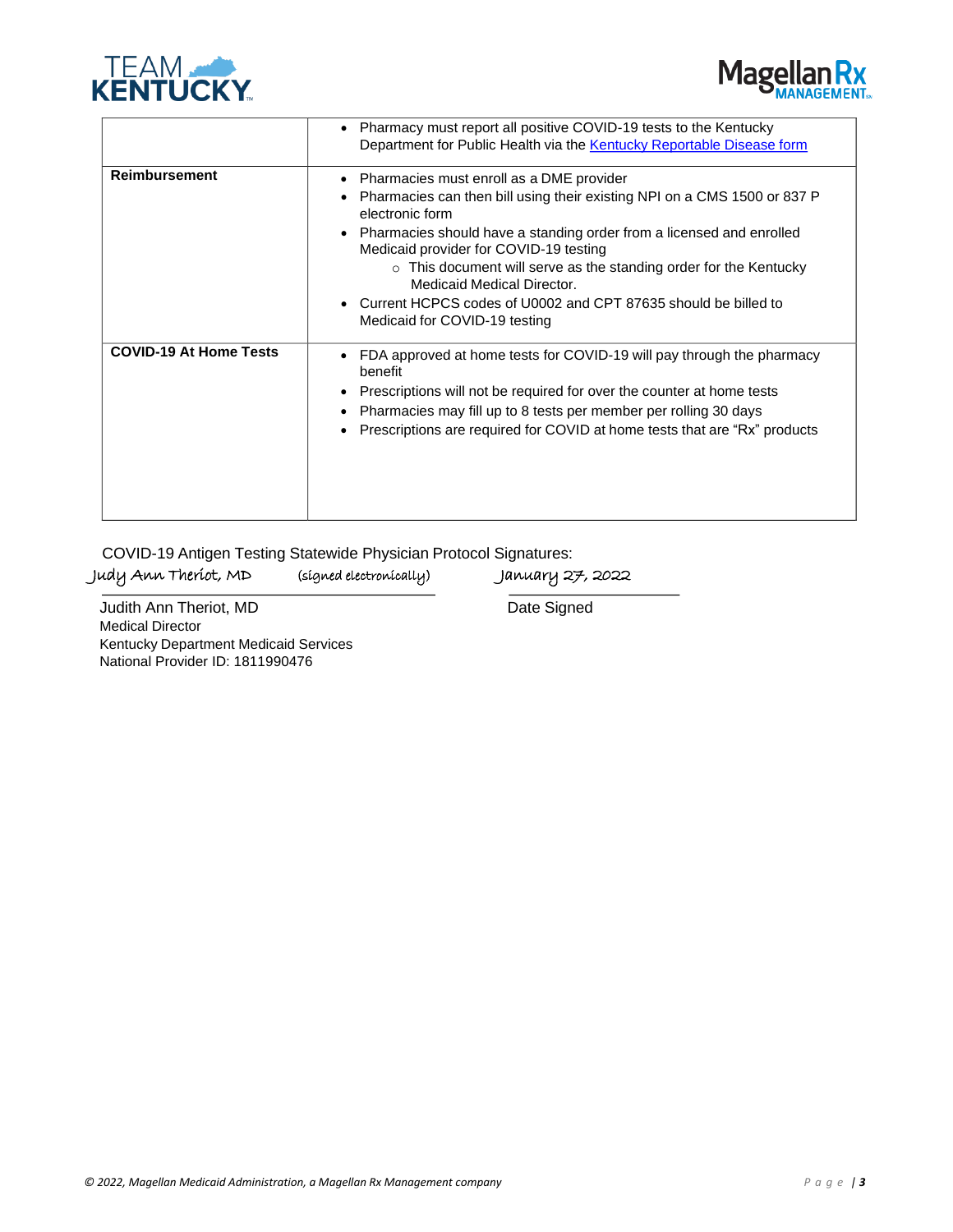| | |
|---|---|
| | • Pharmacy must report all positive COVID-19 tests to the Kentucky Department for Public Health via the [Kentucky Reportable Disease form](Kentucky Reportable Disease form) |
| **Reimbursement** | • Pharmacies must enroll as a DME provider<br>• Pharmacies can then bill using their existing NPI on a CMS 1500 or 837 P electronic form<br>• Pharmacies should have a standing order from a licensed and enrolled Medicaid provider for COVID-19 testing<br>  ○ This document will serve as the standing order for the Kentucky Medicaid Medical Director.<br>• Current HCPCS codes of U0002 and CPT 87635 should be billed to Medicaid for COVID-19 testing |
| **COVID-19 At Home Tests** | • FDA approved at home tests for COVID-19 will pay through the pharmacy benefit<br>• Prescriptions will not be required for over the counter at home tests<br>• Pharmacies may fill up to 8 tests per member per rolling 30 days<br>• Prescriptions are required for COVID at home tests that are "Rx" products |

COVID-19 Antigen Testing Statewide Physician Protocol Signatures:

*Judy Ann Theriot, MD* (signed electronically) *January 27, 2022*

Judith Ann Theriot, MD
Medical Director
Kentucky Department Medicaid Services
National Provider ID: 1811990476

Date Signed

*© 2022, Magellan Medicaid Administration, a Magellan Rx Management company*